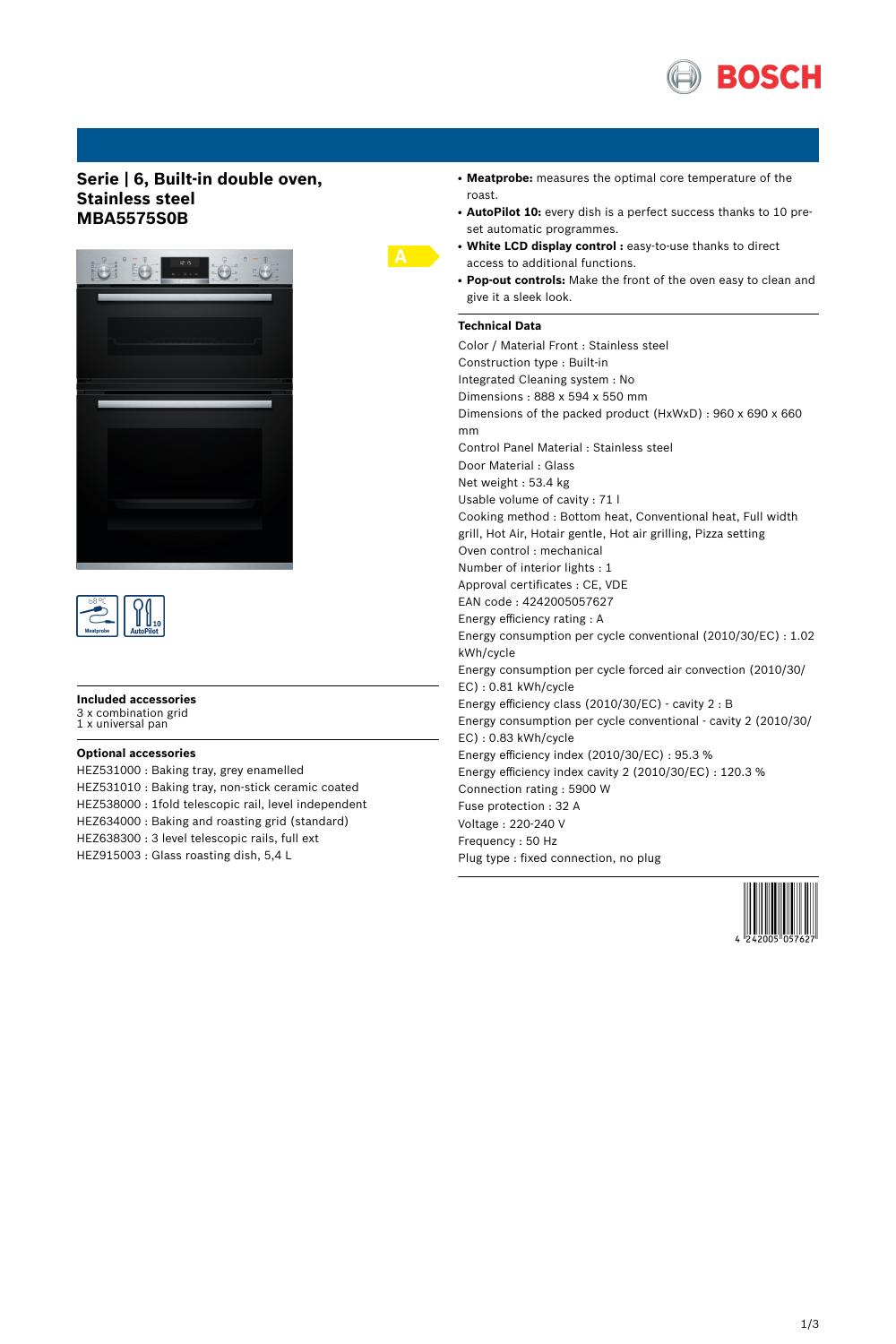# Serie | 6, Built-in double oven, Stainless steel
# MBA5575S0B

A

- **Meatprobe:** measures the optimal core temperature of the roast.
- **AutoPilot 10:** every dish is a perfect success thanks to 10 pre-set automatic programmes.
- **White LCD display control :** easy-to-use thanks to direct access to additional functions.
- **Pop-out controls:** Make the front of the oven easy to clean and give it a sleek look.

### Included accessories

3 x combination grid
1 x universal pan

### Optional accessories

HEZ531000 : Baking tray, grey enamelled
HEZ531010 : Baking tray, non-stick ceramic coated
HEZ538000 : 1fold telescopic rail, level independent
HEZ634000 : Baking and roasting grid (standard)
HEZ638300 : 3 level telescopic rails, full ext
HEZ915003 : Glass roasting dish, 5,4 L

### Technical Data

Color / Material Front : Stainless steel
Construction type : Built-in
Integrated Cleaning system : No
Dimensions : 888 x 594 x 550 mm
Dimensions of the packed product (HxWxD) : 960 x 690 x 660 mm
Control Panel Material : Stainless steel
Door Material : Glass
Net weight : 53.4 kg
Usable volume of cavity : 71 l
Cooking method : Bottom heat, Conventional heat, Full width grill, Hot Air, Hotair gentle, Hot air grilling, Pizza setting
Oven control : mechanical
Number of interior lights : 1
Approval certificates : CE, VDE
EAN code : 4242005057627
Energy efficiency rating : A
Energy consumption per cycle conventional (2010/30/EC) : 1.02 kWh/cycle
Energy consumption per cycle forced air convection (2010/30/EC) : 0.81 kWh/cycle
Energy efficiency class (2010/30/EC) - cavity 2 : B
Energy consumption per cycle conventional - cavity 2 (2010/30/EC) : 0.83 kWh/cycle
Energy efficiency index (2010/30/EC) : 95.3 %
Energy efficiency index cavity 2 (2010/30/EC) : 120.3 %
Connection rating : 5900 W
Fuse protection : 32 A
Voltage : 220-240 V
Frequency : 50 Hz
Plug type : fixed connection, no plug

4 242005 057627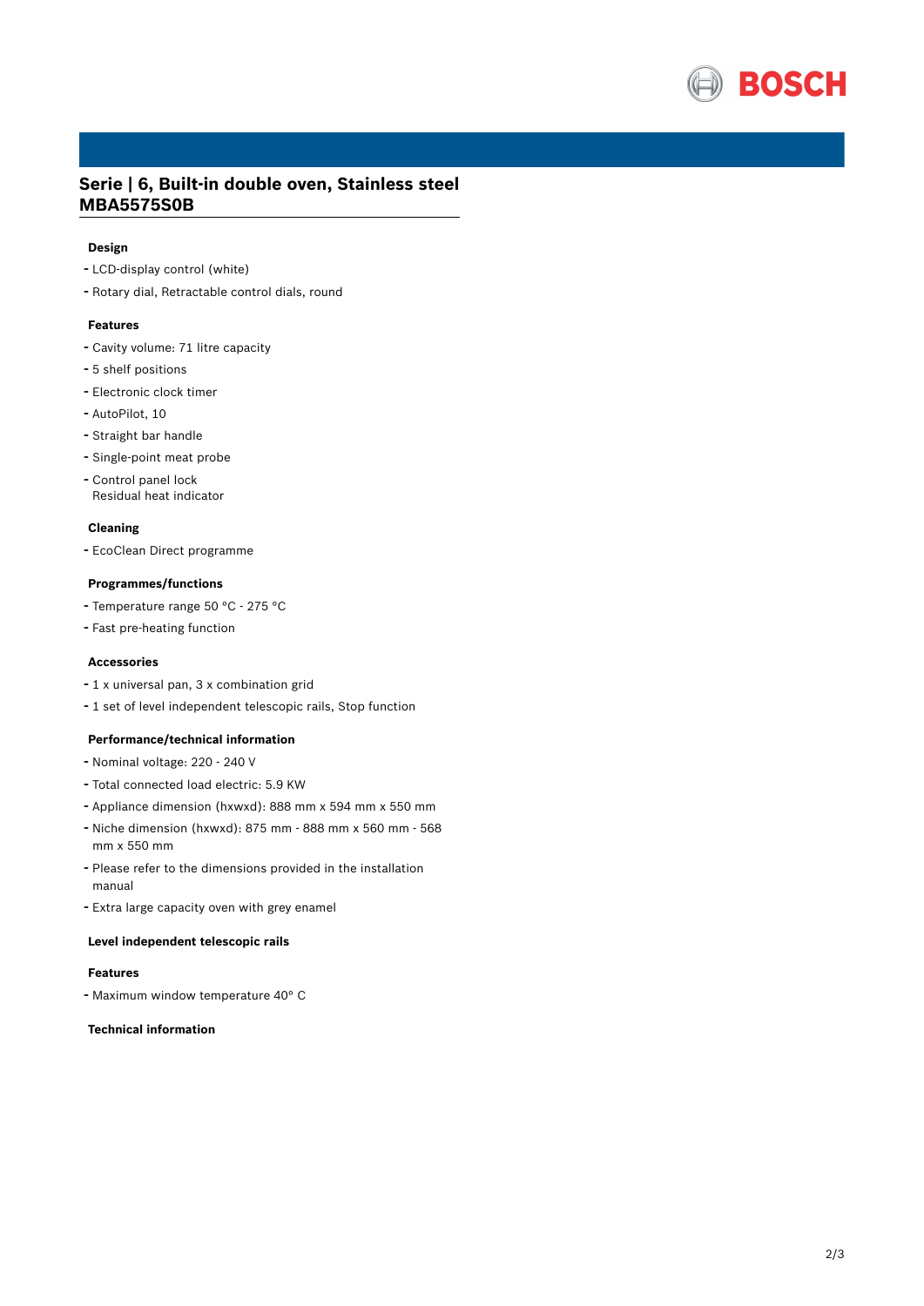## Serie | 6, Built-in double oven, Stainless steel MBA5575S0B

### Design

- LCD-display control (white)
- Rotary dial, Retractable control dials, round

### Features

- Cavity volume: 71 litre capacity
- 5 shelf positions
- Electronic clock timer
- AutoPilot, 10
- Straight bar handle
- Single-point meat probe
- Control panel lock
  Residual heat indicator

### Cleaning

- EcoClean Direct programme

### Programmes/functions

- Temperature range 50 °C - 275 °C
- Fast pre-heating function

### Accessories

- 1 x universal pan, 3 x combination grid
- 1 set of level independent telescopic rails, Stop function

### Performance/technical information

- Nominal voltage: 220 - 240 V
- Total connected load electric: 5.9 KW
- Appliance dimension (hxwxd): 888 mm x 594 mm x 550 mm
- Niche dimension (hxwxd): 875 mm - 888 mm x 560 mm - 568 mm x 550 mm
- Please refer to the dimensions provided in the installation manual
- Extra large capacity oven with grey enamel

### Level independent telescopic rails

### Features

- Maximum window temperature 40° C

### Technical information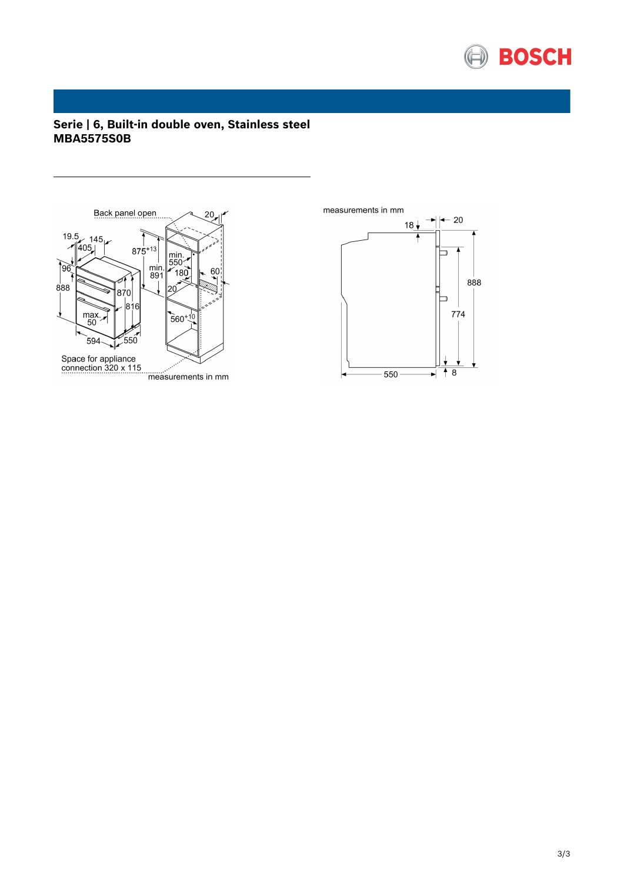Serie | 6, Built-in double oven, Stainless steel
**MBA5575S0B**

Back panel open
20
19.5
145
405
96
888
875 +13
min. 550
min. 891
180
60
20
870
816
max. 50
594
550
560 +10
Space for appliance connection 320 x 115
measurements in mm

measurements in mm
18
20
888
774
550
8